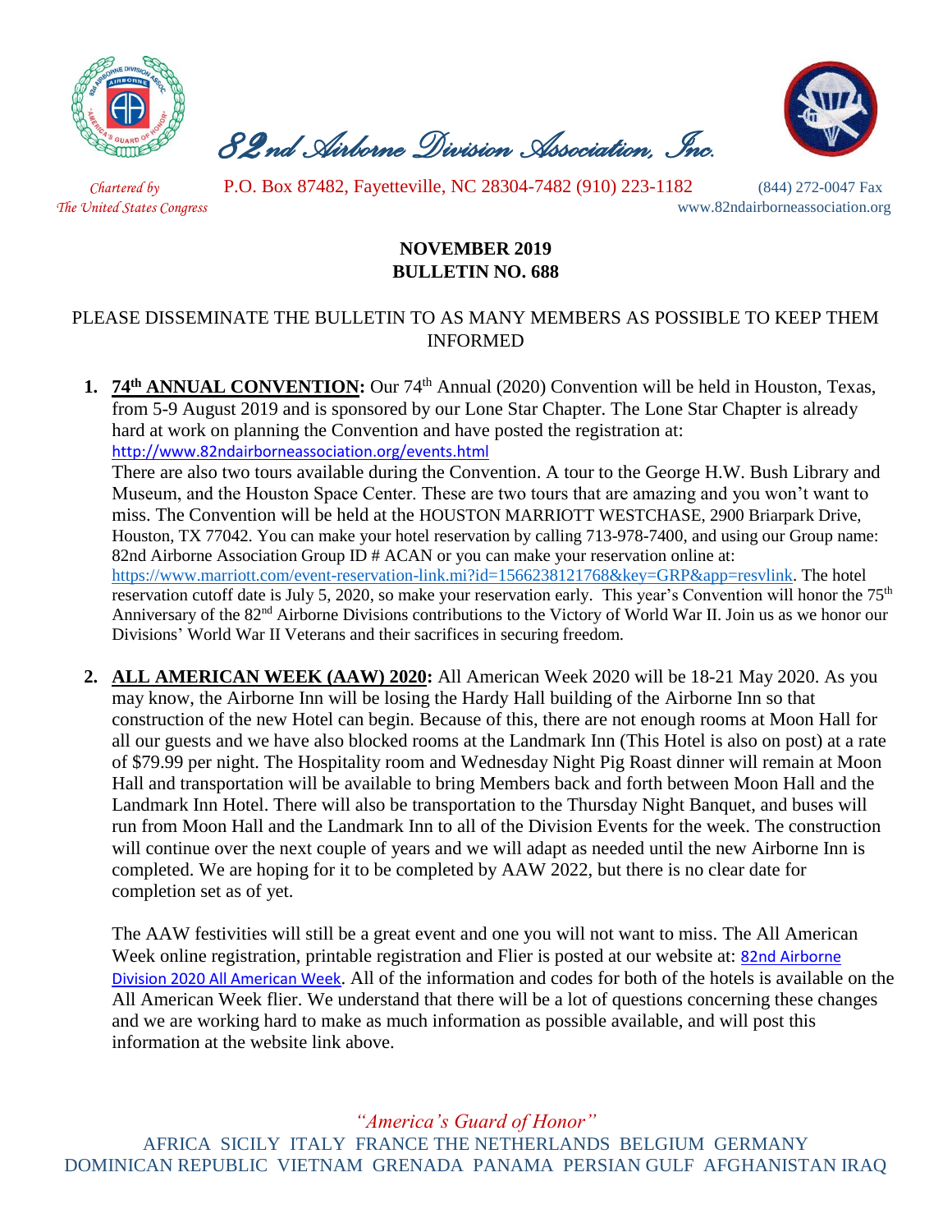# *82nd Airborne Division Association, Inc.*

*Chartered by The United States Congress*

P.O. Box 87482, Fayetteville, NC 28304-7482 (910) 223-1182 (844) 272-0047 Fax

www.82ndairborneassociation.org

**NOVEMBER 2019**
**BULLETIN NO. 688**

PLEASE DISSEMINATE THE BULLETIN TO AS MANY MEMBERS AS POSSIBLE TO KEEP THEM INFORMED

1. **74th ANNUAL CONVENTION:** Our 74th Annual (2020) Convention will be held in Houston, Texas, from 5-9 August 2019 and is sponsored by our Lone Star Chapter. The Lone Star Chapter is already hard at work on planning the Convention and have posted the registration at: http://www.82ndairborneassociation.org/events.html

   There are also two tours available during the Convention. A tour to the George H.W. Bush Library and Museum, and the Houston Space Center. These are two tours that are amazing and you won't want to miss. The Convention will be held at the HOUSTON MARRIOTT WESTCHASE, 2900 Briarpark Drive, Houston, TX 77042. You can make your hotel reservation by calling 713-978-7400, and using our Group name: 82nd Airborne Association Group ID # ACAN or you can make your reservation online at: https://www.marriott.com/event-reservation-link.mi?id=1566238121768&key=GRP&app=resvlink. The hotel reservation cutoff date is July 5, 2020, so make your reservation early. This year's Convention will honor the 75th Anniversary of the 82nd Airborne Divisions contributions to the Victory of World War II. Join us as we honor our Divisions' World War II Veterans and their sacrifices in securing freedom.

2. **ALL AMERICAN WEEK (AAW) 2020:** All American Week 2020 will be 18-21 May 2020. As you may know, the Airborne Inn will be losing the Hardy Hall building of the Airborne Inn so that construction of the new Hotel can begin. Because of this, there are not enough rooms at Moon Hall for all our guests and we have also blocked rooms at the Landmark Inn (This Hotel is also on post) at a rate of $79.99 per night. The Hospitality room and Wednesday Night Pig Roast dinner will remain at Moon Hall and transportation will be available to bring Members back and forth between Moon Hall and the Landmark Inn Hotel. There will also be transportation to the Thursday Night Banquet, and buses will run from Moon Hall and the Landmark Inn to all of the Division Events for the week. The construction will continue over the next couple of years and we will adapt as needed until the new Airborne Inn is completed. We are hoping for it to be completed by AAW 2022, but there is no clear date for completion set as of yet.

   The AAW festivities will still be a great event and one you will not want to miss. The All American Week online registration, printable registration and Flier is posted at our website at: 82nd Airborne Division 2020 All American Week. All of the information and codes for both of the hotels is available on the All American Week flier. We understand that there will be a lot of questions concerning these changes and we are working hard to make as much information as possible available, and will post this information at the website link above.

*"America's Guard of Honor"*

AFRICA SICILY ITALY FRANCE THE NETHERLANDS BELGIUM GERMANY DOMINICAN REPUBLIC VIETNAM GRENADA PANAMA PERSIAN GULF AFGHANISTAN IRAQ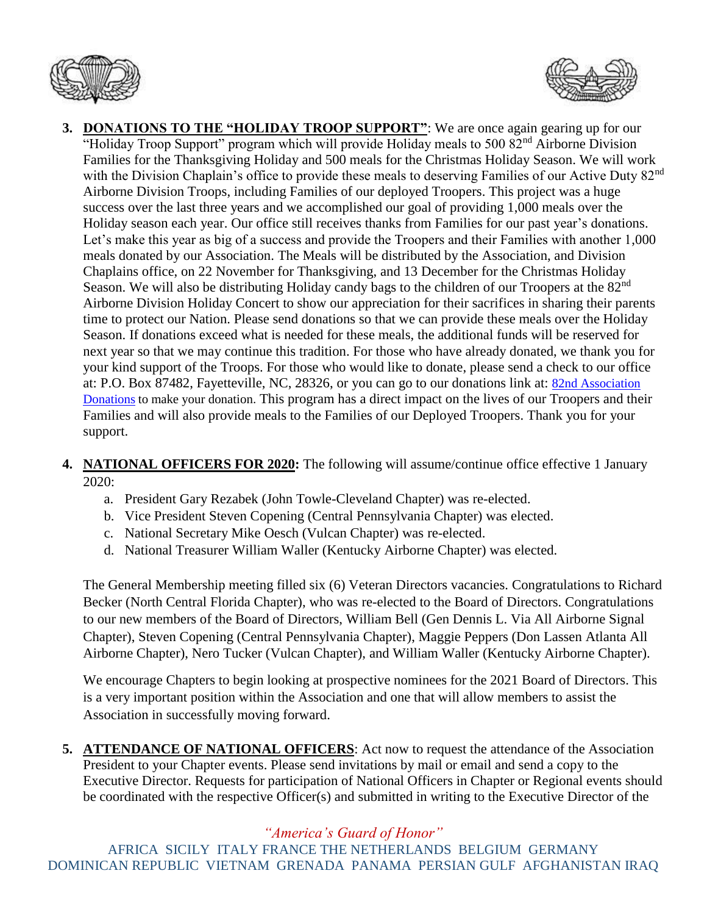3. **DONATIONS TO THE "HOLIDAY TROOP SUPPORT"**: We are once again gearing up for our "Holiday Troop Support" program which will provide Holiday meals to 500 82nd Airborne Division Families for the Thanksgiving Holiday and 500 meals for the Christmas Holiday Season. We will work with the Division Chaplain's office to provide these meals to deserving Families of our Active Duty 82nd Airborne Division Troops, including Families of our deployed Troopers. This project was a huge success over the last three years and we accomplished our goal of providing 1,000 meals over the Holiday season each year. Our office still receives thanks from Families for our past year's donations. Let's make this year as big of a success and provide the Troopers and their Families with another 1,000 meals donated by our Association. The Meals will be distributed by the Association, and Division Chaplains office, on 22 November for Thanksgiving, and 13 December for the Christmas Holiday Season. We will also be distributing Holiday candy bags to the children of our Troopers at the 82nd Airborne Division Holiday Concert to show our appreciation for their sacrifices in sharing their parents time to protect our Nation. Please send donations so that we can provide these meals over the Holiday Season. If donations exceed what is needed for these meals, the additional funds will be reserved for next year so that we may continue this tradition. For those who have already donated, we thank you for your kind support of the Troops. For those who would like to donate, please send a check to our office at: P.O. Box 87482, Fayetteville, NC, 28326, or you can go to our donations link at: 82nd Association Donations to make your donation. This program has a direct impact on the lives of our Troopers and their Families and will also provide meals to the Families of our Deployed Troopers. Thank you for your support.

4. **NATIONAL OFFICERS FOR 2020:** The following will assume/continue office effective 1 January 2020:
   a. President Gary Rezabek (John Towle-Cleveland Chapter) was re-elected.
   b. Vice President Steven Copening (Central Pennsylvania Chapter) was elected.
   c. National Secretary Mike Oesch (Vulcan Chapter) was re-elected.
   d. National Treasurer William Waller (Kentucky Airborne Chapter) was elected.

   The General Membership meeting filled six (6) Veteran Directors vacancies. Congratulations to Richard Becker (North Central Florida Chapter), who was re-elected to the Board of Directors. Congratulations to our new members of the Board of Directors, William Bell (Gen Dennis L. Via All Airborne Signal Chapter), Steven Copening (Central Pennsylvania Chapter), Maggie Peppers (Don Lassen Atlanta All Airborne Chapter), Nero Tucker (Vulcan Chapter), and William Waller (Kentucky Airborne Chapter).

   We encourage Chapters to begin looking at prospective nominees for the 2021 Board of Directors. This is a very important position within the Association and one that will allow members to assist the Association in successfully moving forward.

5. **ATTENDANCE OF NATIONAL OFFICERS**: Act now to request the attendance of the Association President to your Chapter events. Please send invitations by mail or email and send a copy to the Executive Director. Requests for participation of National Officers in Chapter or Regional events should be coordinated with the respective Officer(s) and submitted in writing to the Executive Director of the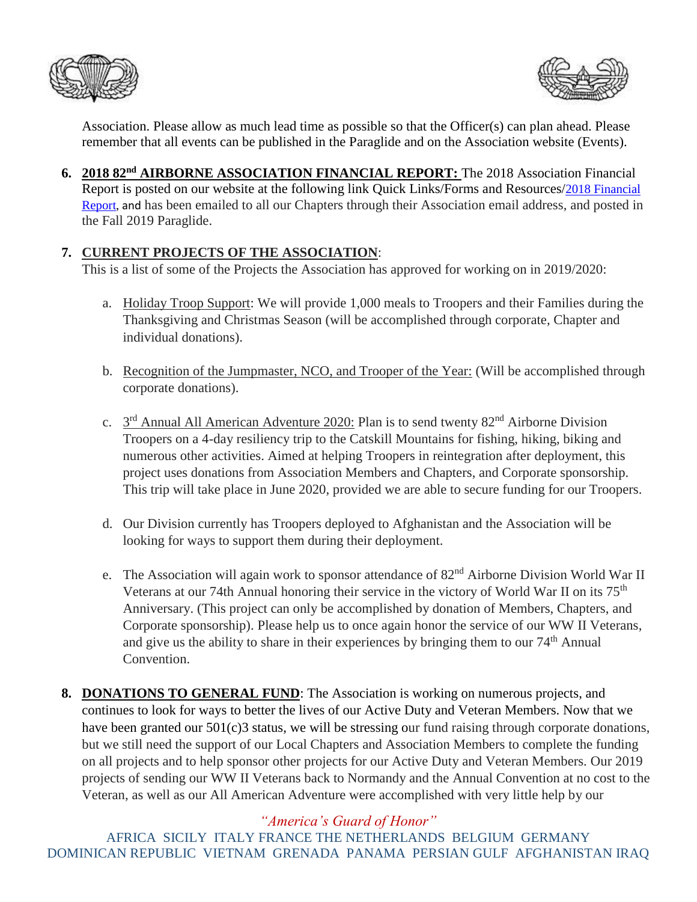Association. Please allow as much lead time as possible so that the Officer(s) can plan ahead. Please remember that all events can be published in the Paraglide and on the Association website (Events).

6. **2018 82nd AIRBORNE ASSOCIATION FINANCIAL REPORT:** The 2018 Association Financial Report is posted on our website at the following link Quick Links/Forms and Resources/2018 Financial Report, and has been emailed to all our Chapters through their Association email address, and posted in the Fall 2019 Paraglide.

7. **CURRENT PROJECTS OF THE ASSOCIATION**:
This is a list of some of the Projects the Association has approved for working on in 2019/2020:

   a. Holiday Troop Support: We will provide 1,000 meals to Troopers and their Families during the Thanksgiving and Christmas Season (will be accomplished through corporate, Chapter and individual donations).

   b. Recognition of the Jumpmaster, NCO, and Trooper of the Year: (Will be accomplished through corporate donations).

   c. 3rd Annual All American Adventure 2020: Plan is to send twenty 82nd Airborne Division Troopers on a 4-day resiliency trip to the Catskill Mountains for fishing, hiking, biking and numerous other activities. Aimed at helping Troopers in reintegration after deployment, this project uses donations from Association Members and Chapters, and Corporate sponsorship. This trip will take place in June 2020, provided we are able to secure funding for our Troopers.

   d. Our Division currently has Troopers deployed to Afghanistan and the Association will be looking for ways to support them during their deployment.

   e. The Association will again work to sponsor attendance of 82nd Airborne Division World War II Veterans at our 74th Annual honoring their service in the victory of World War II on its 75th Anniversary. (This project can only be accomplished by donation of Members, Chapters, and Corporate sponsorship). Please help us to once again honor the service of our WW II Veterans, and give us the ability to share in their experiences by bringing them to our 74th Annual Convention.

8. **DONATIONS TO GENERAL FUND**: The Association is working on numerous projects, and continues to look for ways to better the lives of our Active Duty and Veteran Members. Now that we have been granted our 501(c)3 status, we will be stressing our fund raising through corporate donations, but we still need the support of our Local Chapters and Association Members to complete the funding on all projects and to help sponsor other projects for our Active Duty and Veteran Members. Our 2019 projects of sending our WW II Veterans back to Normandy and the Annual Convention at no cost to the Veteran, as well as our All American Adventure were accomplished with very little help by our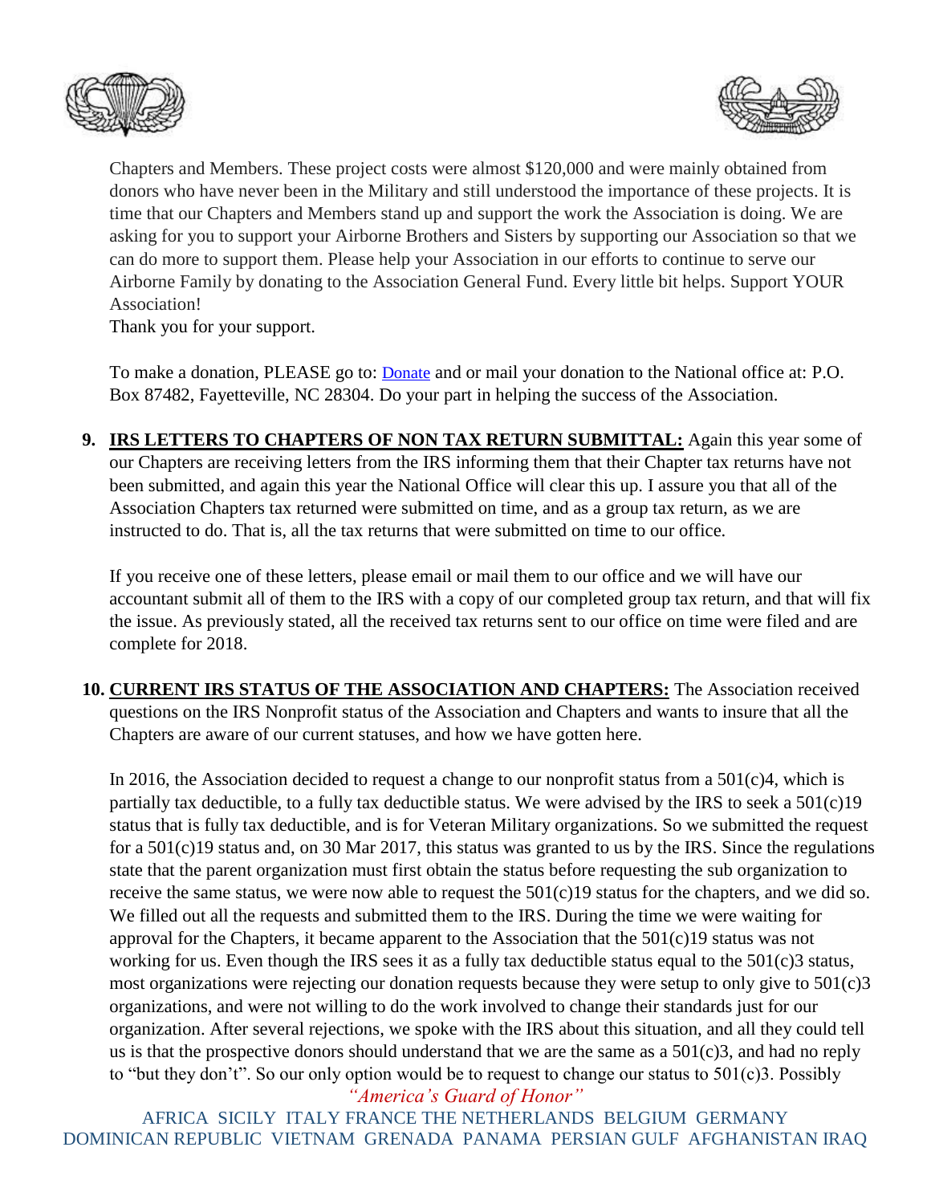Chapters and Members. These project costs were almost $120,000 and were mainly obtained from donors who have never been in the Military and still understood the importance of these projects. It is time that our Chapters and Members stand up and support the work the Association is doing. We are asking for you to support your Airborne Brothers and Sisters by supporting our Association so that we can do more to support them. Please help your Association in our efforts to continue to serve our Airborne Family by donating to the Association General Fund. Every little bit helps. Support YOUR Association!
Thank you for your support.

To make a donation, PLEASE go to: Donate and or mail your donation to the National office at: P.O. Box 87482, Fayetteville, NC 28304. Do your part in helping the success of the Association.

9. **IRS LETTERS TO CHAPTERS OF NON TAX RETURN SUBMITTAL:** Again this year some of our Chapters are receiving letters from the IRS informing them that their Chapter tax returns have not been submitted, and again this year the National Office will clear this up. I assure you that all of the Association Chapters tax returned were submitted on time, and as a group tax return, as we are instructed to do. That is, all the tax returns that were submitted on time to our office.

   If you receive one of these letters, please email or mail them to our office and we will have our accountant submit all of them to the IRS with a copy of our completed group tax return, and that will fix the issue. As previously stated, all the received tax returns sent to our office on time were filed and are complete for 2018.

10. **CURRENT IRS STATUS OF THE ASSOCIATION AND CHAPTERS:** The Association received questions on the IRS Nonprofit status of the Association and Chapters and wants to insure that all the Chapters are aware of our current statuses, and how we have gotten here.

    In 2016, the Association decided to request a change to our nonprofit status from a 501(c)4, which is partially tax deductible, to a fully tax deductible status. We were advised by the IRS to seek a 501(c)19 status that is fully tax deductible, and is for Veteran Military organizations. So we submitted the request for a 501(c)19 status and, on 30 Mar 2017, this status was granted to us by the IRS. Since the regulations state that the parent organization must first obtain the status before requesting the sub organization to receive the same status, we were now able to request the 501(c)19 status for the chapters, and we did so. We filled out all the requests and submitted them to the IRS. During the time we were waiting for approval for the Chapters, it became apparent to the Association that the 501(c)19 status was not working for us. Even though the IRS sees it as a fully tax deductible status equal to the 501(c)3 status, most organizations were rejecting our donation requests because they were setup to only give to 501(c)3 organizations, and were not willing to do the work involved to change their standards just for our organization. After several rejections, we spoke with the IRS about this situation, and all they could tell us is that the prospective donors should understand that we are the same as a 501(c)3, and had no reply to "but they don't". So our only option would be to request to change our status to 501(c)3. Possibly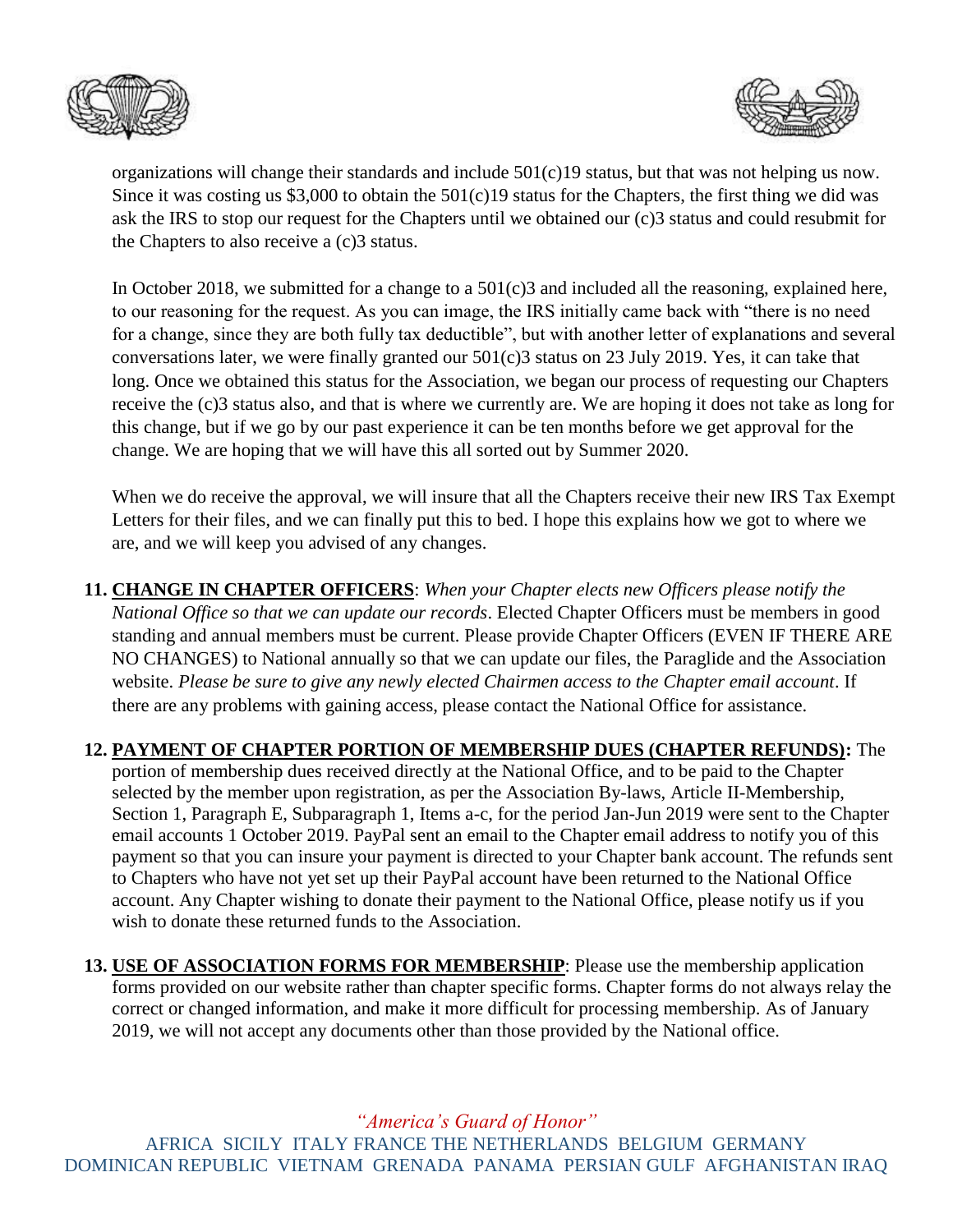organizations will change their standards and include 501(c)19 status, but that was not helping us now. Since it was costing us $3,000 to obtain the 501(c)19 status for the Chapters, the first thing we did was ask the IRS to stop our request for the Chapters until we obtained our (c)3 status and could resubmit for the Chapters to also receive a (c)3 status.

In October 2018, we submitted for a change to a 501(c)3 and included all the reasoning, explained here, to our reasoning for the request. As you can image, the IRS initially came back with "there is no need for a change, since they are both fully tax deductible", but with another letter of explanations and several conversations later, we were finally granted our 501(c)3 status on 23 July 2019. Yes, it can take that long. Once we obtained this status for the Association, we began our process of requesting our Chapters receive the (c)3 status also, and that is where we currently are. We are hoping it does not take as long for this change, but if we go by our past experience it can be ten months before we get approval for the change. We are hoping that we will have this all sorted out by Summer 2020.

When we do receive the approval, we will insure that all the Chapters receive their new IRS Tax Exempt Letters for their files, and we can finally put this to bed. I hope this explains how we got to where we are, and we will keep you advised of any changes.

11. **<u>CHANGE IN CHAPTER OFFICERS</u>**: *When your Chapter elects new Officers please notify the National Office so that we can update our records*. Elected Chapter Officers must be members in good standing and annual members must be current. Please provide Chapter Officers (EVEN IF THERE ARE NO CHANGES) to National annually so that we can update our files, the Paraglide and the Association website. *Please be sure to give any newly elected Chairmen access to the Chapter email account*. If there are any problems with gaining access, please contact the National Office for assistance.

12. **<u>PAYMENT OF CHAPTER PORTION OF MEMBERSHIP DUES (CHAPTER REFUNDS)</u>:** The portion of membership dues received directly at the National Office, and to be paid to the Chapter selected by the member upon registration, as per the Association By-laws, Article II-Membership, Section 1, Paragraph E, Subparagraph 1, Items a-c, for the period Jan-Jun 2019 were sent to the Chapter email accounts 1 October 2019. PayPal sent an email to the Chapter email address to notify you of this payment so that you can insure your payment is directed to your Chapter bank account. The refunds sent to Chapters who have not yet set up their PayPal account have been returned to the National Office account. Any Chapter wishing to donate their payment to the National Office, please notify us if you wish to donate these returned funds to the Association.

13. **<u>USE OF ASSOCIATION FORMS FOR MEMBERSHIP</u>**: Please use the membership application forms provided on our website rather than chapter specific forms. Chapter forms do not always relay the correct or changed information, and make it more difficult for processing membership. As of January 2019, we will not accept any documents other than those provided by the National office.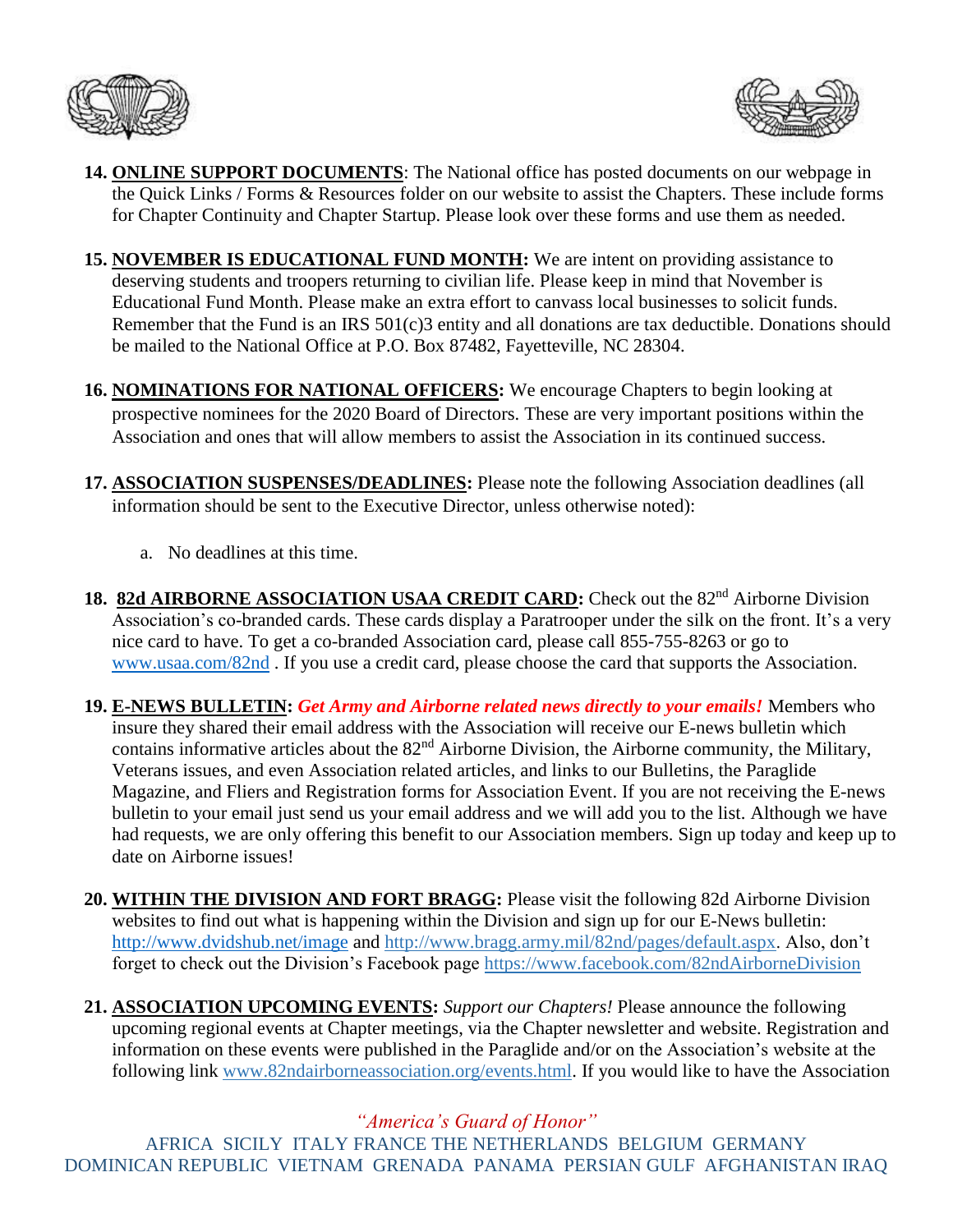14. **ONLINE SUPPORT DOCUMENTS**: The National office has posted documents on our webpage in the Quick Links / Forms & Resources folder on our website to assist the Chapters. These include forms for Chapter Continuity and Chapter Startup. Please look over these forms and use them as needed.

15. **NOVEMBER IS EDUCATIONAL FUND MONTH:** We are intent on providing assistance to deserving students and troopers returning to civilian life. Please keep in mind that November is Educational Fund Month. Please make an extra effort to canvass local businesses to solicit funds. Remember that the Fund is an IRS 501(c)3 entity and all donations are tax deductible. Donations should be mailed to the National Office at P.O. Box 87482, Fayetteville, NC 28304.

16. **NOMINATIONS FOR NATIONAL OFFICERS:** We encourage Chapters to begin looking at prospective nominees for the 2020 Board of Directors. These are very important positions within the Association and ones that will allow members to assist the Association in its continued success.

17. **ASSOCIATION SUSPENSES/DEADLINES:** Please note the following Association deadlines (all information should be sent to the Executive Director, unless otherwise noted):

    a. No deadlines at this time.

18. **82d AIRBORNE ASSOCIATION USAA CREDIT CARD:** Check out the 82nd Airborne Division Association's co-branded cards. These cards display a Paratrooper under the silk on the front. It's a very nice card to have. To get a co-branded Association card, please call 855-755-8263 or go to www.usaa.com/82nd . If you use a credit card, please choose the card that supports the Association.

19. **E-NEWS BULLETIN:** ***Get Army and Airborne related news directly to your emails!*** Members who insure they shared their email address with the Association will receive our E-news bulletin which contains informative articles about the 82nd Airborne Division, the Airborne community, the Military, Veterans issues, and even Association related articles, and links to our Bulletins, the Paraglide Magazine, and Fliers and Registration forms for Association Event. If you are not receiving the E-news bulletin to your email just send us your email address and we will add you to the list. Although we have had requests, we are only offering this benefit to our Association members. Sign up today and keep up to date on Airborne issues!

20. **WITHIN THE DIVISION AND FORT BRAGG:** Please visit the following 82d Airborne Division websites to find out what is happening within the Division and sign up for our E-News bulletin: http://www.dvidshub.net/image and http://www.bragg.army.mil/82nd/pages/default.aspx. Also, don't forget to check out the Division's Facebook page https://www.facebook.com/82ndAirborneDivision

21. **ASSOCIATION UPCOMING EVENTS:** *Support our Chapters!* Please announce the following upcoming regional events at Chapter meetings, via the Chapter newsletter and website. Registration and information on these events were published in the Paraglide and/or on the Association's website at the following link www.82ndairborneassociation.org/events.html. If you would like to have the Association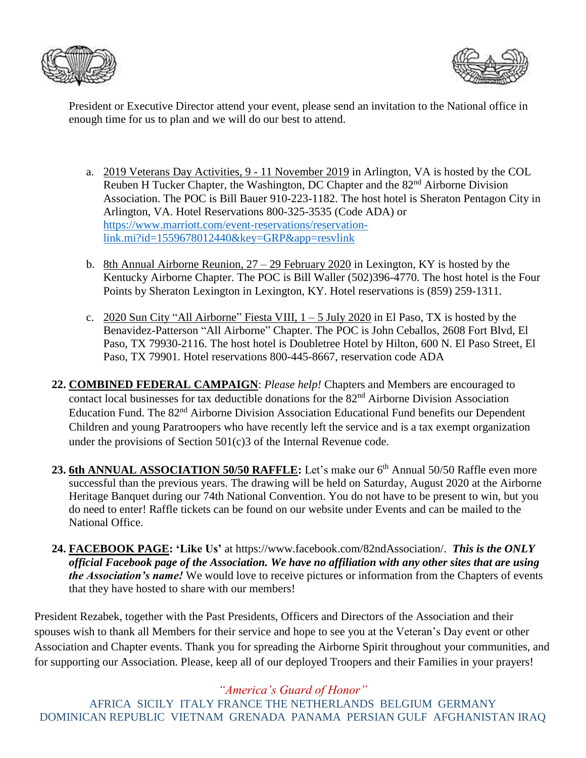President or Executive Director attend your event, please send an invitation to the National office in enough time for us to plan and we will do our best to attend.

a. 2019 Veterans Day Activities, 9 - 11 November 2019 in Arlington, VA is hosted by the COL Reuben H Tucker Chapter, the Washington, DC Chapter and the 82nd Airborne Division Association. The POC is Bill Bauer 910-223-1182. The host hotel is Sheraton Pentagon City in Arlington, VA. Hotel Reservations 800-325-3535 (Code ADA) or https://www.marriott.com/event-reservations/reservation-link.mi?id=1559678012440&key=GRP&app=resvlink

b. 8th Annual Airborne Reunion, 27 – 29 February 2020 in Lexington, KY is hosted by the Kentucky Airborne Chapter. The POC is Bill Waller (502)396-4770. The host hotel is the Four Points by Sheraton Lexington in Lexington, KY. Hotel reservations is (859) 259-1311.

c. 2020 Sun City "All Airborne" Fiesta VIII, 1 – 5 July 2020 in El Paso, TX is hosted by the Benavidez-Patterson "All Airborne" Chapter. The POC is John Ceballos, 2608 Fort Blvd, El Paso, TX 79930-2116. The host hotel is Doubletree Hotel by Hilton, 600 N. El Paso Street, El Paso, TX 79901. Hotel reservations 800-445-8667, reservation code ADA

22. **COMBINED FEDERAL CAMPAIGN**: *Please help!* Chapters and Members are encouraged to contact local businesses for tax deductible donations for the 82nd Airborne Division Association Education Fund. The 82nd Airborne Division Association Educational Fund benefits our Dependent Children and young Paratroopers who have recently left the service and is a tax exempt organization under the provisions of Section 501(c)3 of the Internal Revenue code.

23. **6th ANNUAL ASSOCIATION 50/50 RAFFLE:** Let's make our 6th Annual 50/50 Raffle even more successful than the previous years. The drawing will be held on Saturday, August 2020 at the Airborne Heritage Banquet during our 74th National Convention. You do not have to be present to win, but you do need to enter! Raffle tickets can be found on our website under Events and can be mailed to the National Office.

24. **FACEBOOK PAGE: 'Like Us'** at https://www.facebook.com/82ndAssociation/. ***This is the ONLY official Facebook page of the Association. We have no affiliation with any other sites that are using the Association's name!*** We would love to receive pictures or information from the Chapters of events that they have hosted to share with our members!

President Rezabek, together with the Past Presidents, Officers and Directors of the Association and their spouses wish to thank all Members for their service and hope to see you at the Veteran's Day event or other Association and Chapter events. Thank you for spreading the Airborne Spirit throughout your communities, and for supporting our Association. Please, keep all of our deployed Troopers and their Families in your prayers!

*"America's Guard of Honor"*

AFRICA SICILY ITALY FRANCE THE NETHERLANDS BELGIUM GERMANY DOMINICAN REPUBLIC VIETNAM GRENADA PANAMA PERSIAN GULF AFGHANISTAN IRAQ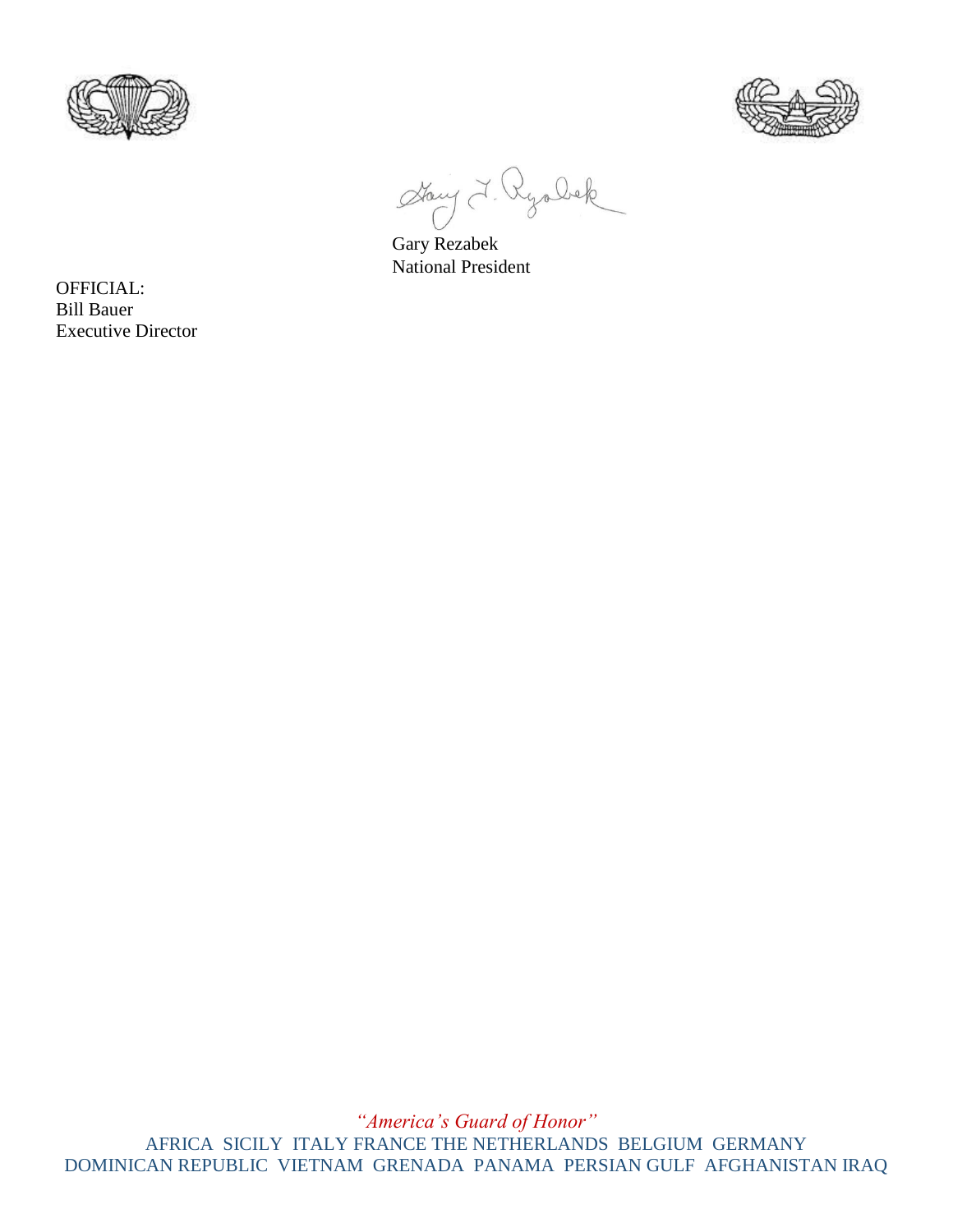Gary Rezabek
National President

OFFICIAL:
Bill Bauer
Executive Director

*"America's Guard of Honor"*
AFRICA SICILY ITALY FRANCE THE NETHERLANDS BELGIUM GERMANY
DOMINICAN REPUBLIC VIETNAM GRENADA PANAMA PERSIAN GULF AFGHANISTAN IRAQ